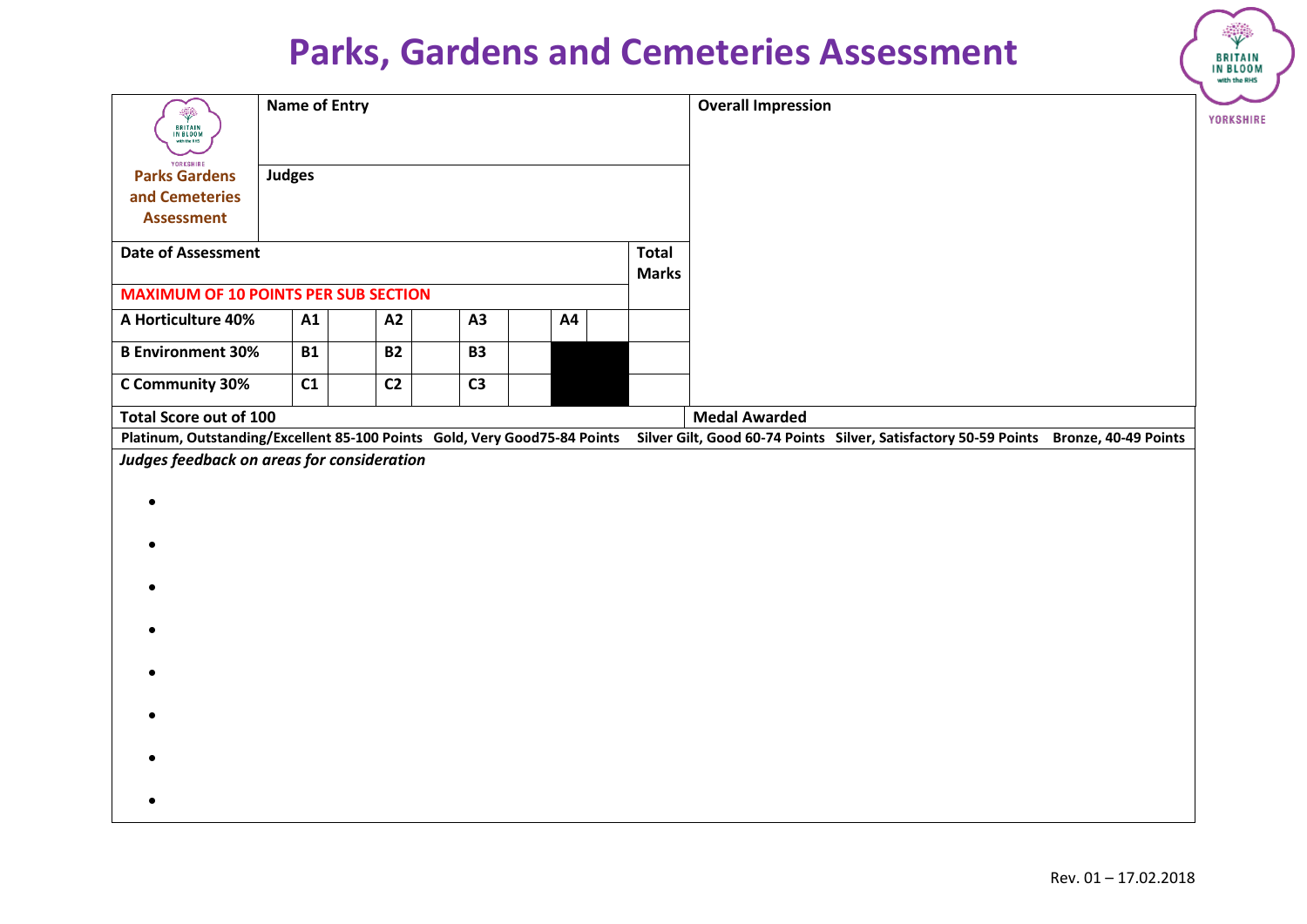# Parks, Gardens and Cemeteries Assessment

| Parks Gardens and Cemeteries Assessment | Name of Entry | | | | | | | | | Overall Impression |
|---|---|---|---|---|---|---|---|---|---|---|
| | Judges | | | | | | | | | |
| Date of Assessment | | | | | | | | | Total Marks | |
| MAXIMUM OF 10 POINTS PER SUB SECTION | | | | | | | | | | |
| A Horticulture 40% | A1 | | A2 | | A3 | | A4 | | | |
| B Environment 30% | B1 | | B2 | | B3 | | | | | |
| C Community 30% | C1 | | C2 | | C3 | | | | | |
| Total Score out of 100 | | | | | | | | | | Medal Awarded |

**Platinum, Outstanding/Excellent 85-100 Points  Gold, Very Good75-84 Points  Silver Gilt, Good 60-74 Points  Silver, Satisfactory 50-59 Points  Bronze, 40-49 Points**

***Judges feedback on areas for consideration***

- 
- 
- 
- 
- 
- 
- 
- 

Rev. 01 – 17.02.2018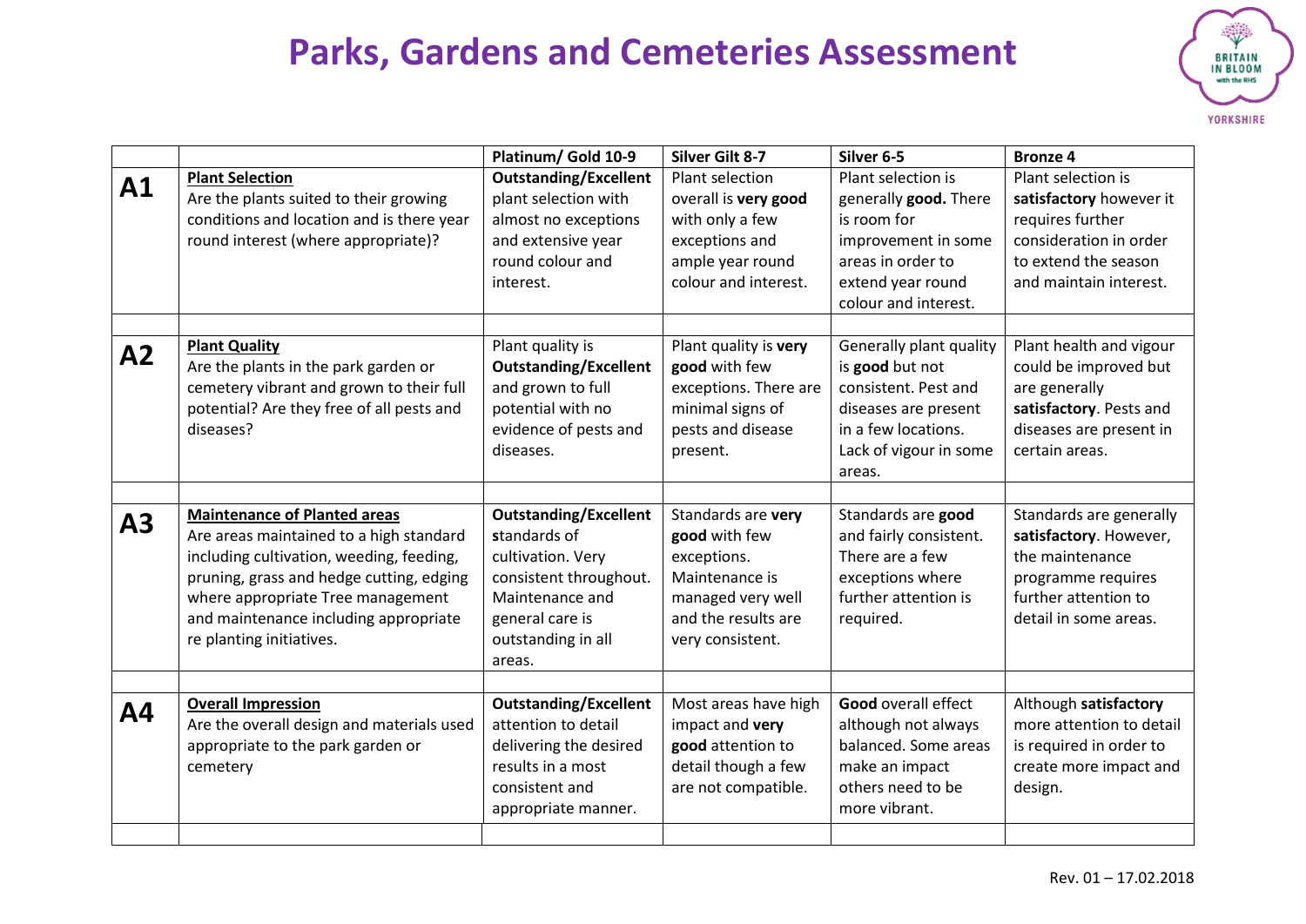# Parks, Gardens and Cemeteries Assessment

| | | Platinum/ Gold 10-9 | Silver Gilt 8-7 | Silver 6-5 | Bronze 4 |
|---|---|---|---|---|---|
| **A1** | **Plant Selection**<br>Are the plants suited to their growing conditions and location and is there year round interest (where appropriate)? | **Outstanding/Excellent** plant selection with almost no exceptions and extensive year round colour and interest. | Plant selection overall is **very good** with only a few exceptions and ample year round colour and interest. | Plant selection is generally **good.** There is room for improvement in some areas in order to extend year round colour and interest. | Plant selection is **satisfactory** however it requires further consideration in order to extend the season and maintain interest. |
| | | | | | |
| **A2** | **Plant Quality**<br>Are the plants in the park garden or cemetery vibrant and grown to their full potential? Are they free of all pests and diseases? | Plant quality is **Outstanding/Excellent** and grown to full potential with no evidence of pests and diseases. | Plant quality is **very good** with few exceptions. There are minimal signs of pests and disease present. | Generally plant quality is **good** but not consistent. Pest and diseases are present in a few locations. Lack of vigour in some areas. | Plant health and vigour could be improved but are generally **satisfactory**. Pests and diseases are present in certain areas. |
| | | | | | |
| **A3** | **Maintenance of Planted areas**<br>Are areas maintained to a high standard including cultivation, weeding, feeding, pruning, grass and hedge cutting, edging where appropriate Tree management and maintenance including appropriate re planting initiatives. | **Outstanding/Excellent s**tandards of cultivation. Very consistent throughout. Maintenance and general care is outstanding in all areas. | Standards are **very good** with few exceptions. Maintenance is managed very well and the results are very consistent. | Standards are **good** and fairly consistent. There are a few exceptions where further attention is required. | Standards are generally **satisfactory**. However, the maintenance programme requires further attention to detail in some areas. |
| | | | | | |
| **A4** | **Overall Impression**<br>Are the overall design and materials used appropriate to the park garden or cemetery | **Outstanding/Excellent** attention to detail delivering the desired results in a most consistent and appropriate manner. | Most areas have high impact and **very good** attention to detail though a few are not compatible. | **Good** overall effect although not always balanced. Some areas make an impact others need to be more vibrant. | Although **satisfactory** more attention to detail is required in order to create more impact and design. |
| | | | | | |

Rev. 01 – 17.02.2018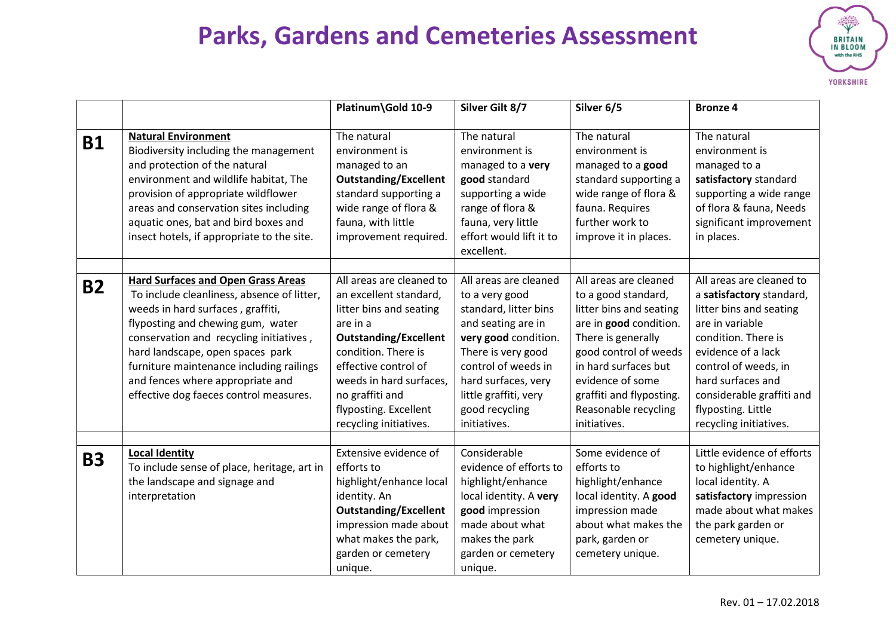# Parks, Gardens and Cemeteries Assessment

| | | Platinum\Gold 10-9 | Silver Gilt 8/7 | Silver 6/5 | Bronze 4 |
|---|---|---|---|---|---|
| **B1** | **Natural Environment** Biodiversity including the management and protection of the natural environment and wildlife habitat, The provision of appropriate wildflower areas and conservation sites including aquatic ones, bat and bird boxes and insect hotels, if appropriate to the site. | The natural environment is managed to an **Outstanding/Excellent** standard supporting a wide range of flora & fauna, with little improvement required. | The natural environment is managed to a **very good** standard supporting a wide range of flora & fauna, very little effort would lift it to excellent. | The natural environment is managed to a **good** standard supporting a wide range of flora & fauna. Requires further work to improve it in places. | The natural environment is managed to a **satisfactory** standard supporting a wide range of flora & fauna, Needs significant improvement in places. |
| | | | | | |
| **B2** | **Hard Surfaces and Open Grass Areas** To include cleanliness, absence of litter, weeds in hard surfaces , graffiti, flyposting and chewing gum, water conservation and recycling initiatives , hard landscape, open spaces park furniture maintenance including railings and fences where appropriate and effective dog faeces control measures. | All areas are cleaned to an excellent standard, litter bins and seating are in a **Outstanding/Excellent** condition. There is effective control of weeds in hard surfaces, no graffiti and flyposting. Excellent recycling initiatives. | All areas are cleaned to a very good standard, litter bins and seating are in **very good** condition. There is very good control of weeds in hard surfaces, very little graffiti, very good recycling initiatives. | All areas are cleaned to a good standard, litter bins and seating are in **good** condition. There is generally good control of weeds in hard surfaces but evidence of some graffiti and flyposting. Reasonable recycling initiatives. | All areas are cleaned to a **satisfactory** standard, litter bins and seating are in variable condition. There is evidence of a lack control of weeds, in hard surfaces and considerable graffiti and flyposting. Little recycling initiatives. |
| | | | | | |
| **B3** | **Local Identity** To include sense of place, heritage, art in the landscape and signage and interpretation | Extensive evidence of efforts to highlight/enhance local identity. An **Outstanding/Excellent** impression made about what makes the park, garden or cemetery unique. | Considerable evidence of efforts to highlight/enhance local identity. A **very good** impression made about what makes the park garden or cemetery unique. | Some evidence of efforts to highlight/enhance local identity. A **good** impression made about what makes the park, garden or cemetery unique. | Little evidence of efforts to highlight/enhance local identity. A **satisfactory** impression made about what makes the park garden or cemetery unique. |

Rev. 01 – 17.02.2018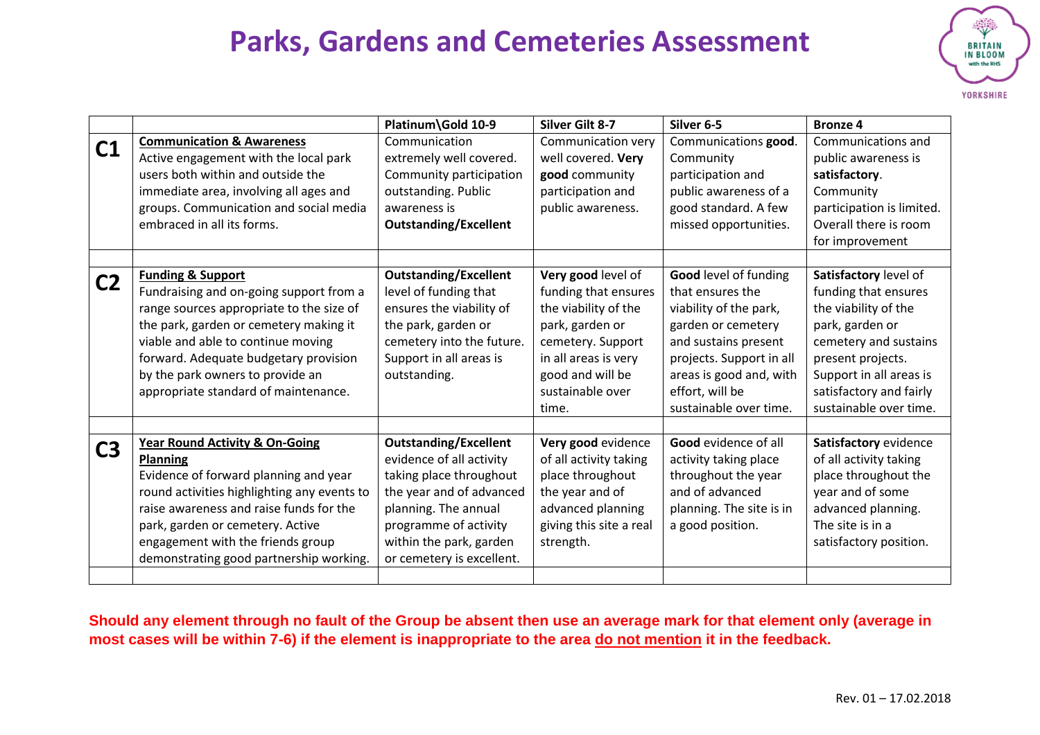# Parks, Gardens and Cemeteries Assessment

| | | Platinum\Gold 10-9 | Silver Gilt 8-7 | Silver 6-5 | Bronze 4 |
|---|---|---|---|---|---|
| **C1** | **Communication & Awareness** Active engagement with the local park users both within and outside the immediate area, involving all ages and groups. Communication and social media embraced in all its forms. | Communication extremely well covered. Community participation outstanding. Public awareness is **Outstanding/Excellent** | Communication very well covered. **Very good** community participation and public awareness. | Communications **good**. Community participation and public awareness of a good standard. A few missed opportunities. | Communications and public awareness is **satisfactory**. Community participation is limited. Overall there is room for improvement |
| | | | | | |
| **C2** | **Funding & Support** Fundraising and on-going support from a range sources appropriate to the size of the park, garden or cemetery making it viable and able to continue moving forward. Adequate budgetary provision by the park owners to provide an appropriate standard of maintenance. | **Outstanding/Excellent** level of funding that ensures the viability of the park, garden or cemetery into the future. Support in all areas is outstanding. | **Very good** level of funding that ensures the viability of the park, garden or cemetery. Support in all areas is very good and will be sustainable over time. | **Good** level of funding that ensures the viability of the park, garden or cemetery and sustains present projects. Support in all areas is good and, with effort, will be sustainable over time. | **Satisfactory** level of funding that ensures the viability of the park, garden or cemetery and sustains present projects. Support in all areas is satisfactory and fairly sustainable over time. |
| | | | | | |
| **C3** | **Year Round Activity & On-Going Planning** Evidence of forward planning and year round activities highlighting any events to raise awareness and raise funds for the park, garden or cemetery. Active engagement with the friends group demonstrating good partnership working. | **Outstanding/Excellent** evidence of all activity taking place throughout the year and of advanced planning. The annual programme of activity within the park, garden or cemetery is excellent. | **Very good** evidence of all activity taking place throughout the year and of advanced planning giving this site a real strength. | **Good** evidence of all activity taking place throughout the year and of advanced planning. The site is in a good position. | **Satisfactory** evidence of all activity taking place throughout the year and of some advanced planning. The site is in a satisfactory position. |
| | | | | | |

**Should any element through no fault of the Group be absent then use an average mark for that element only (average in most cases will be within 7-6) if the element is inappropriate to the area <u>do not mention</u> it in the feedback.**

Rev. 01 – 17.02.2018